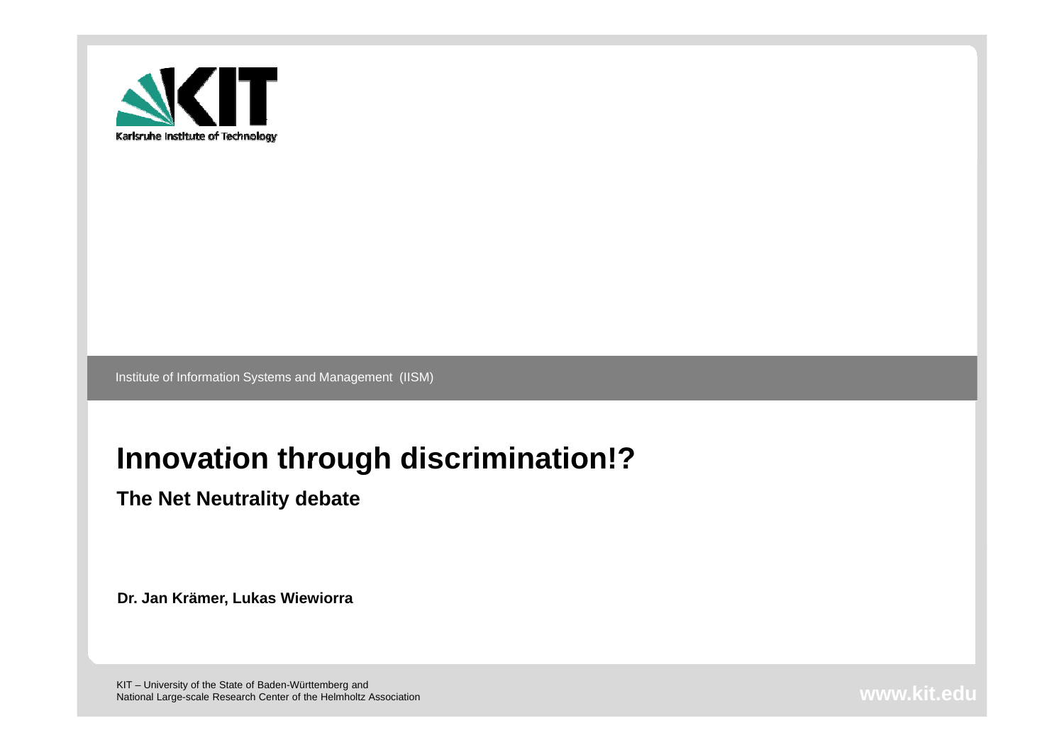Karlsruhe Institute of Technology

Institute of Information Systems and Management (IISM)

# Innovation through discrimination!?

## The Net Neutrality debate

**Dr. Jan Krämer, Lukas Wiewiorra**

KIT – University of the State of Baden-Württemberg and
National Large-scale Research Center of the Helmholtz Association

www.kit.edu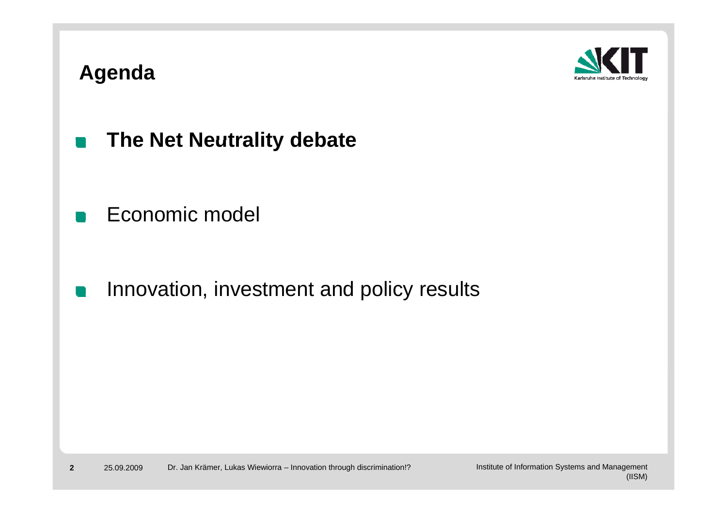# Agenda

- **The Net Neutrality debate**
- Economic model
- Innovation, investment and policy results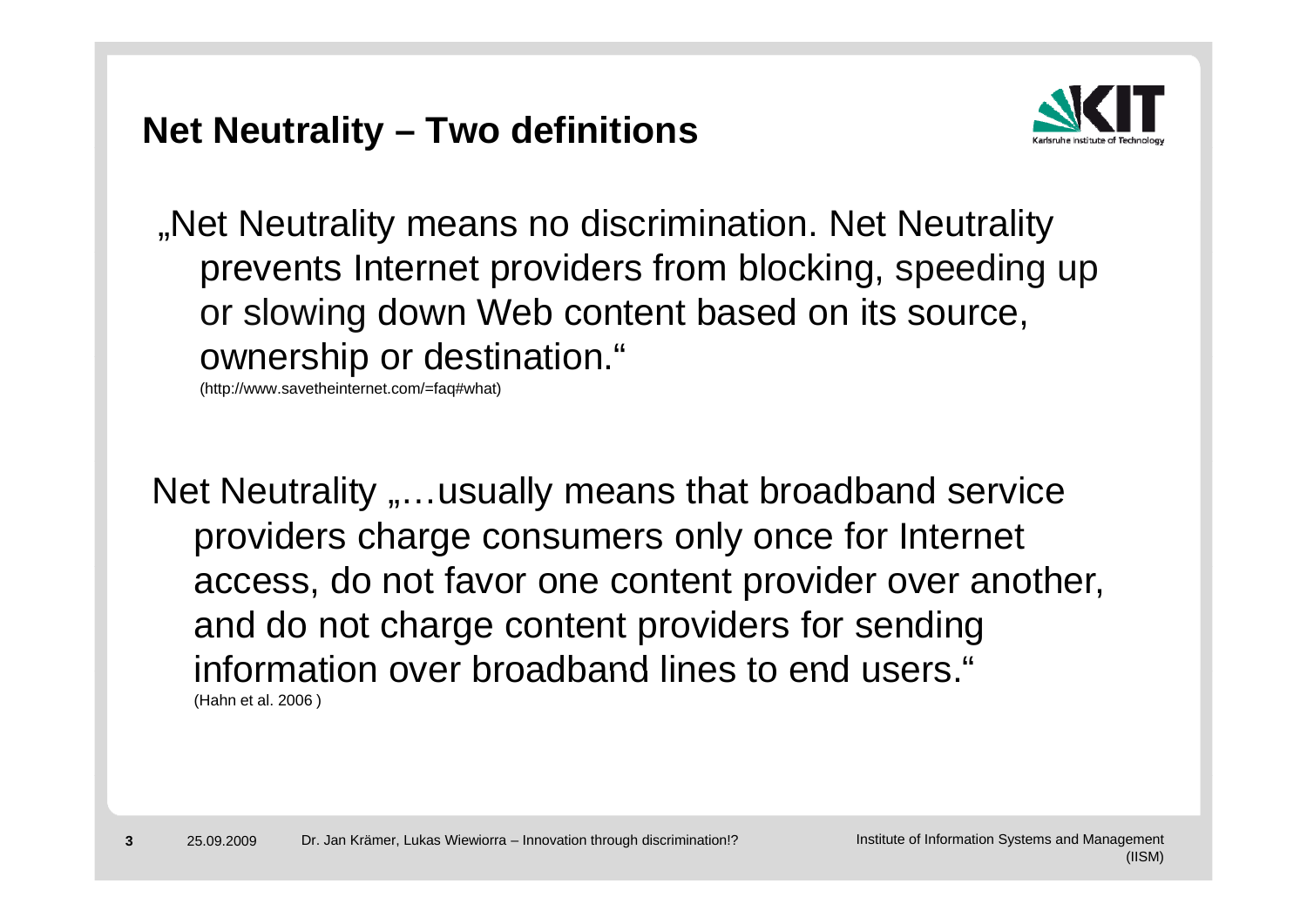## Net Neutrality – Two definitions

„Net Neutrality means no discrimination. Net Neutrality prevents Internet providers from blocking, speeding up or slowing down Web content based on its source, ownership or destination.“

(http://www.savetheinternet.com/=faq#what)

Net Neutrality „…usually means that broadband service providers charge consumers only once for Internet access, do not favor one content provider over another, and do not charge content providers for sending information over broadband lines to end users.“

(Hahn et al. 2006 )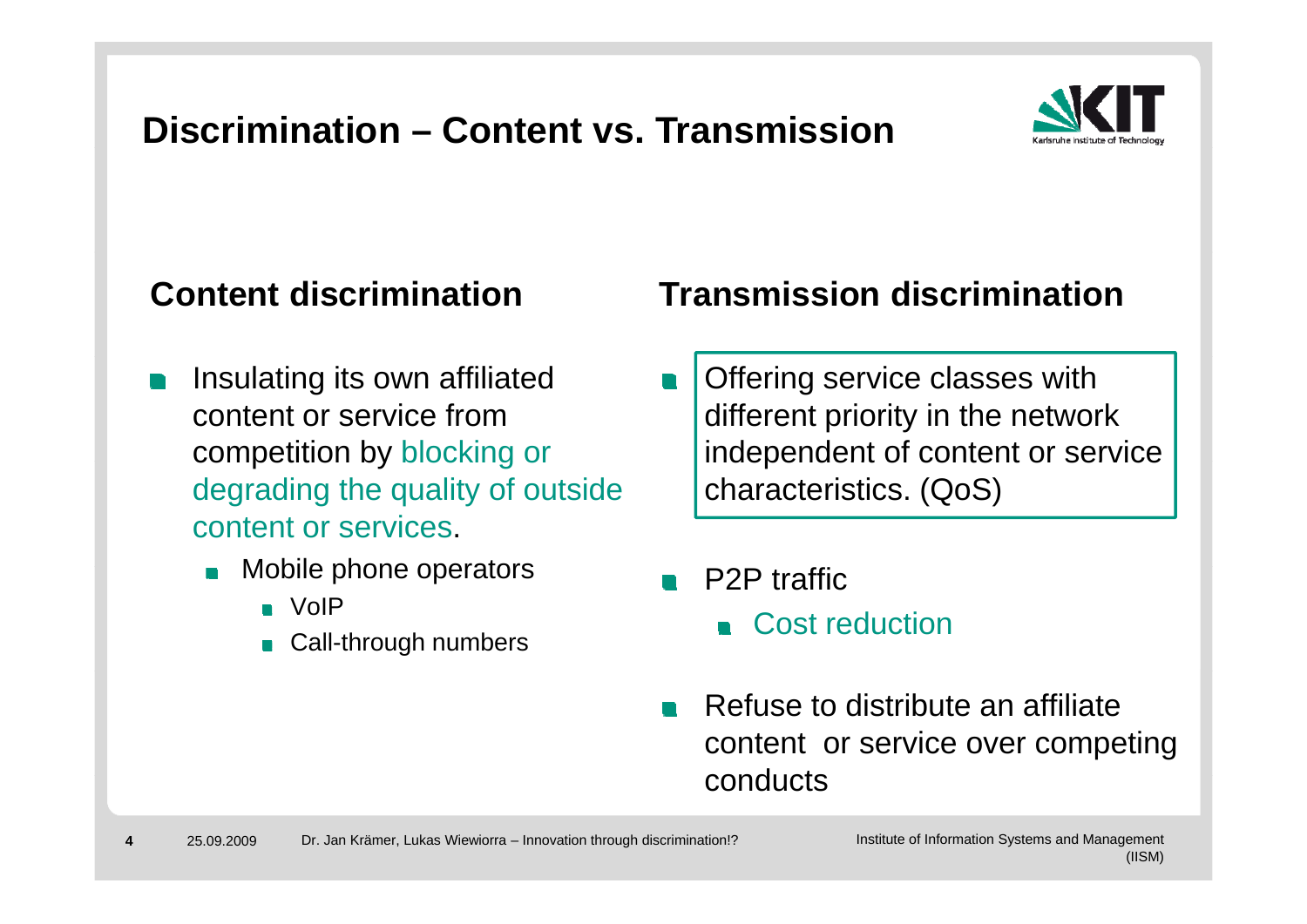# Discrimination – Content vs. Transmission

## Content discrimination

- Insulating its own affiliated content or service from competition by blocking or degrading the quality of outside content or services.
  - Mobile phone operators
    - VoIP
    - Call-through numbers

## Transmission discrimination

- Offering service classes with different priority in the network independent of content or service characteristics. (QoS)
- P2P traffic
  - Cost reduction
- Refuse to distribute an affiliate content or service over competing conducts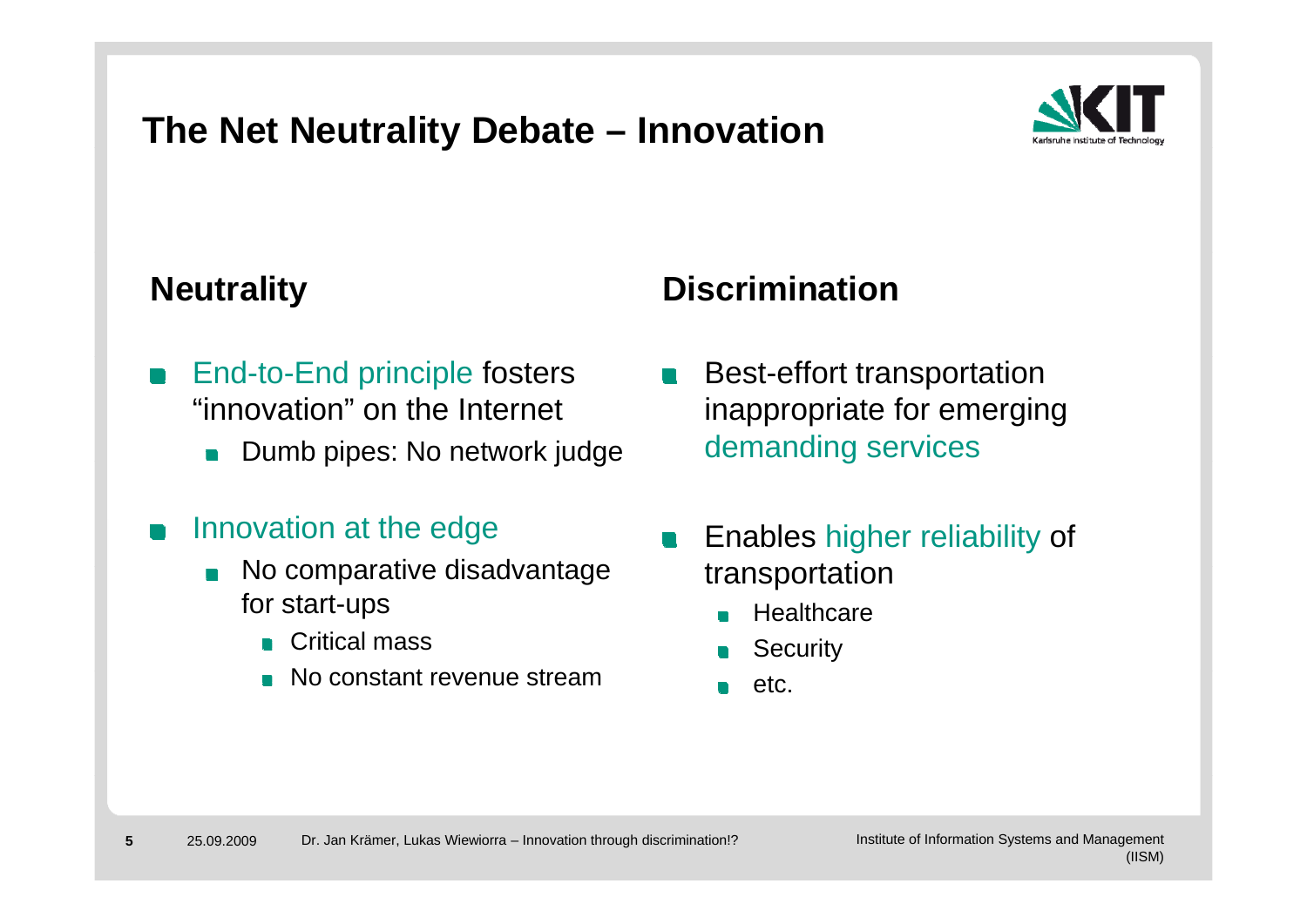# The Net Neutrality Debate – Innovation

## Neutrality

- End-to-End principle fosters "innovation" on the Internet
  - Dumb pipes: No network judge
- Innovation at the edge
  - No comparative disadvantage for start-ups
    - Critical mass
    - No constant revenue stream

## Discrimination

- Best-effort transportation inappropriate for emerging demanding services
- Enables higher reliability of transportation
  - Healthcare
  - Security
  - etc.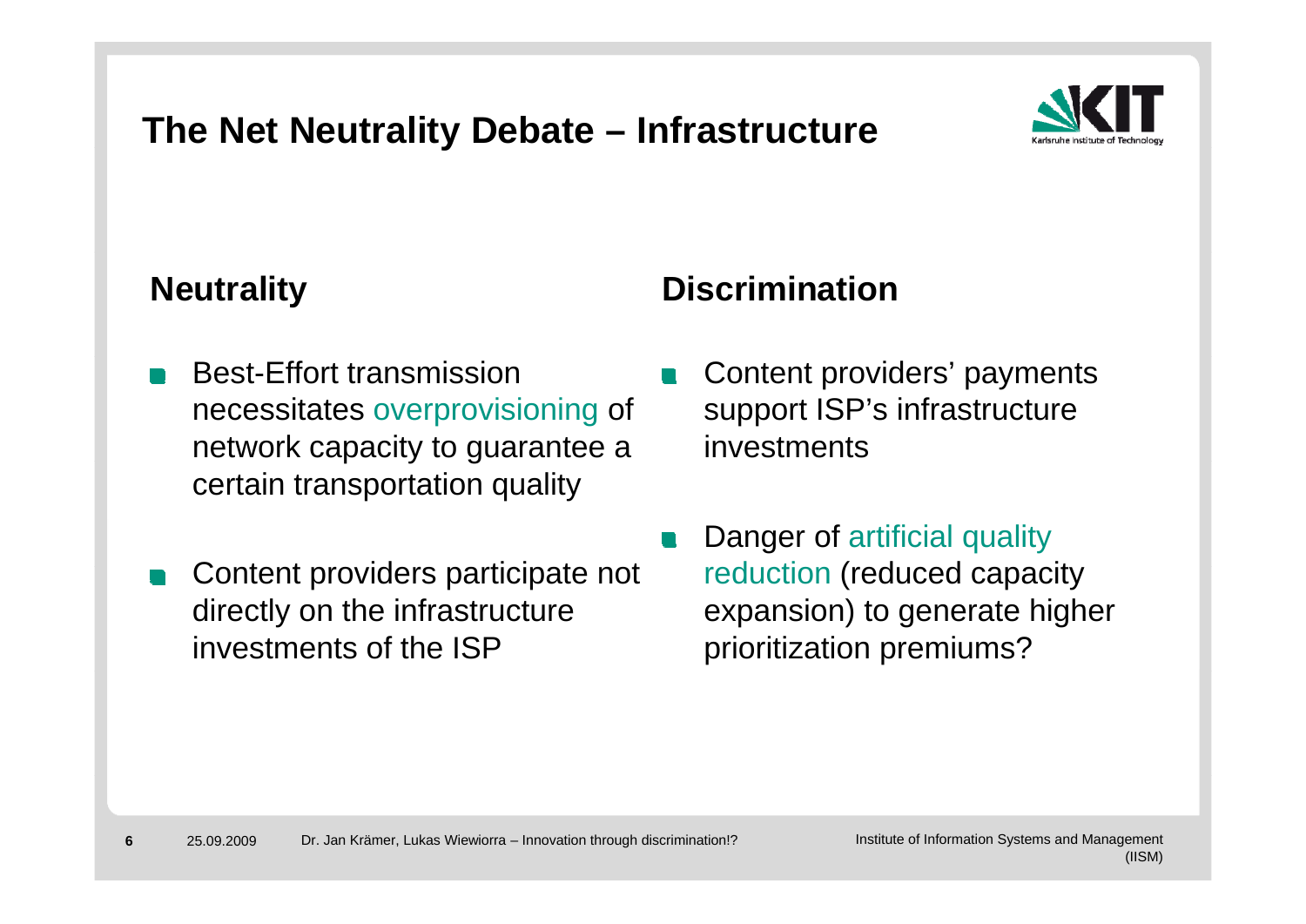# The Net Neutrality Debate – Infrastructure

## Neutrality

- Best-Effort transmission necessitates overprovisioning of network capacity to guarantee a certain transportation quality
- Content providers participate not directly on the infrastructure investments of the ISP

## Discrimination

- Content providers' payments support ISP's infrastructure investments
- Danger of artificial quality reduction (reduced capacity expansion) to generate higher prioritization premiums?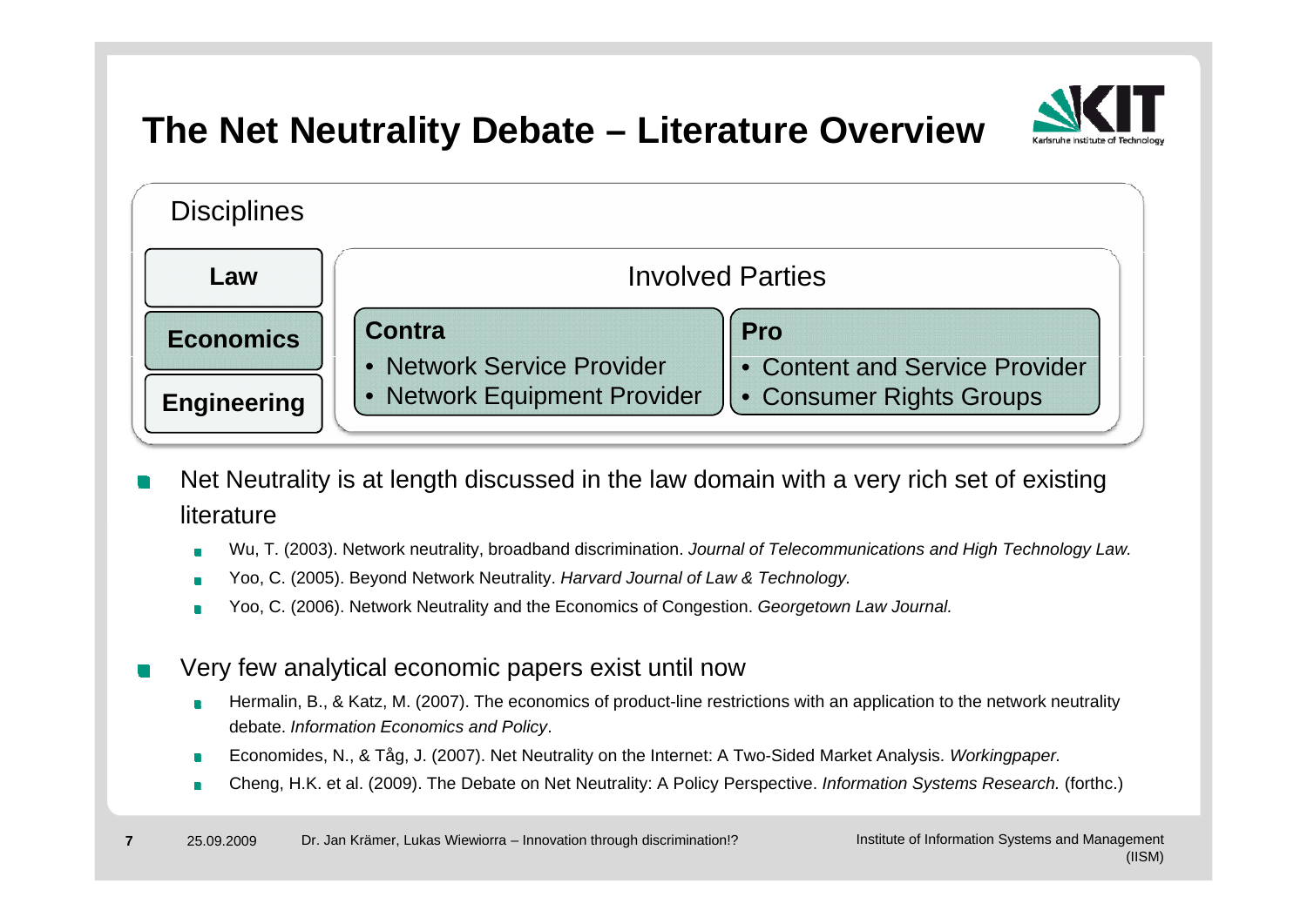# The Net Neutrality Debate – Literature Overview

Disciplines

- **Law**
- **Economics**
- **Engineering**

Involved Parties

| **Contra** | **Pro** |
|---|---|
| • Network Service Provider | • Content and Service Provider |
| • Network Equipment Provider | • Consumer Rights Groups |

- Net Neutrality is at length discussed in the law domain with a very rich set of existing literature
  - Wu, T. (2003). Network neutrality, broadband discrimination. *Journal of Telecommunications and High Technology Law.*
  - Yoo, C. (2005). Beyond Network Neutrality. *Harvard Journal of Law & Technology.*
  - Yoo, C. (2006). Network Neutrality and the Economics of Congestion. *Georgetown Law Journal.*

- Very few analytical economic papers exist until now
  - Hermalin, B., & Katz, M. (2007). The economics of product-line restrictions with an application to the network neutrality debate. *Information Economics and Policy*.
  - Economides, N., & Tåg, J. (2007). Net Neutrality on the Internet: A Two-Sided Market Analysis. *Workingpaper.*
  - Cheng, H.K. et al. (2009). The Debate on Net Neutrality: A Policy Perspective. *Information Systems Research.* (forthc.)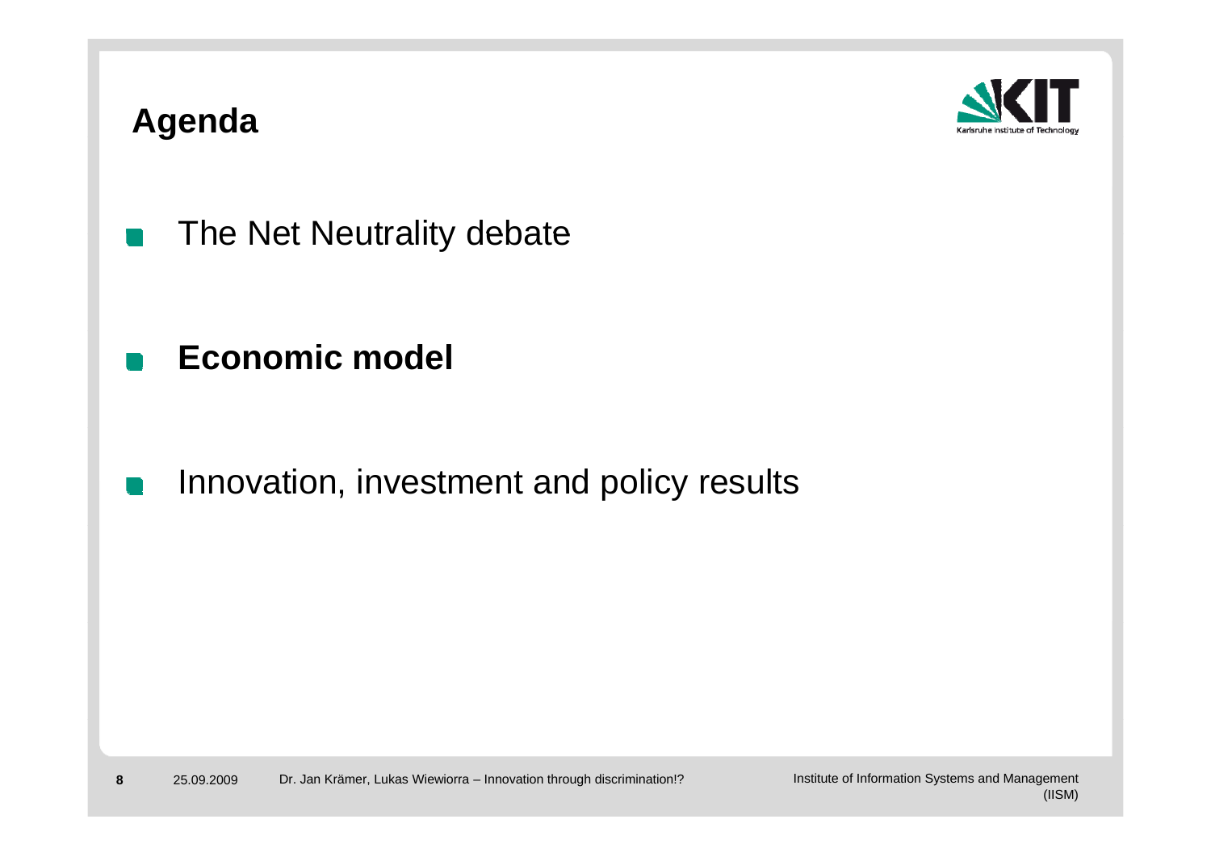# Agenda

- The Net Neutrality debate
- **Economic model**
- Innovation, investment and policy results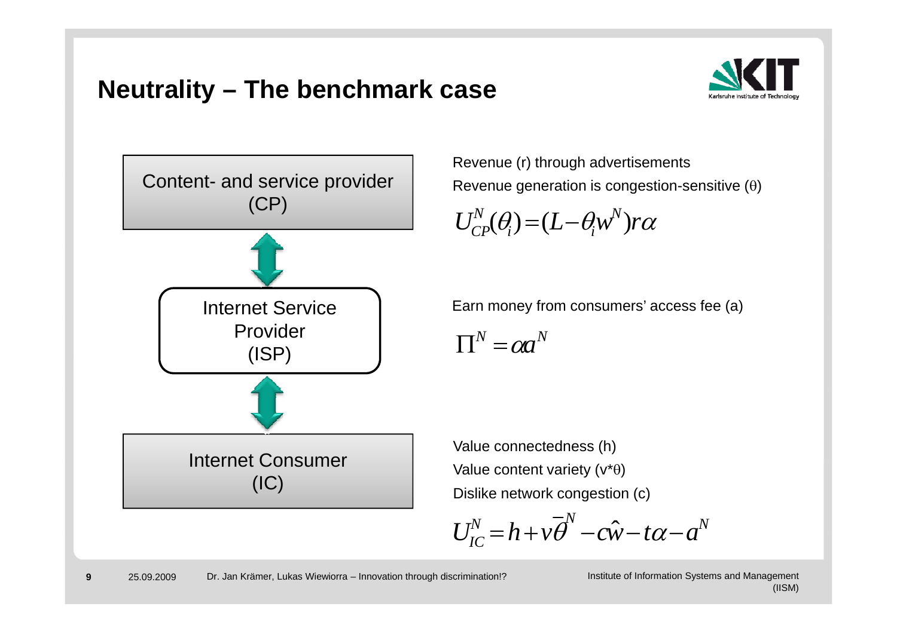# Neutrality – The benchmark case

**Content- and service provider (CP)**

Revenue (r) through advertisements

Revenue generation is congestion-sensitive (θ)

$$U_{CP}^{N}(\theta_i) = (L - \theta_i w^N) r \alpha$$

**Internet Service Provider (ISP)**

Earn money from consumers' access fee (a)

$$\Pi^N = \alpha a^N$$

**Internet Consumer (IC)**

Value connectedness (h)

Value content variety (v*θ)

Dislike network congestion (c)

$$U_{IC}^{N} = h + v\overline{\theta}^{N} - c\hat{w} - t\alpha - a^N$$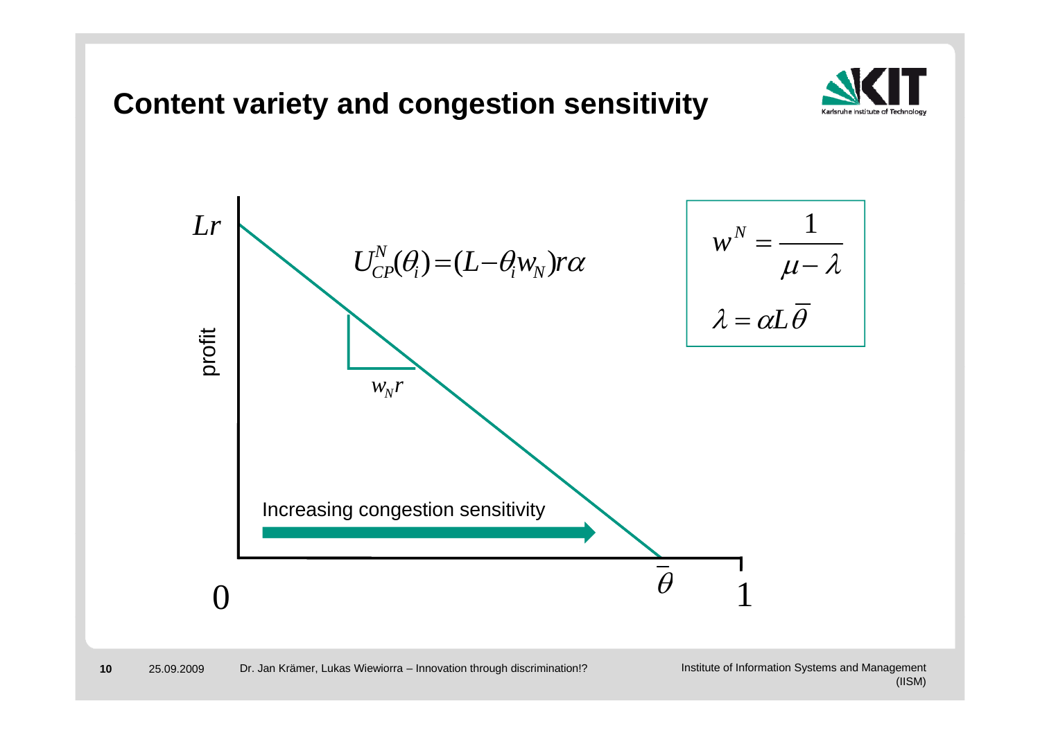# Content variety and congestion sensitivity

$$U_{CP}^{N}(\theta_i) = (L - \theta_i w_N) r \alpha$$

$$w^N = \frac{1}{\mu - \lambda}$$

$$\lambda = \alpha L \overline{\theta}$$

profit

$Lr$

$w_N r$

Increasing congestion sensitivity

$0$ $\overline{\theta}$ $1$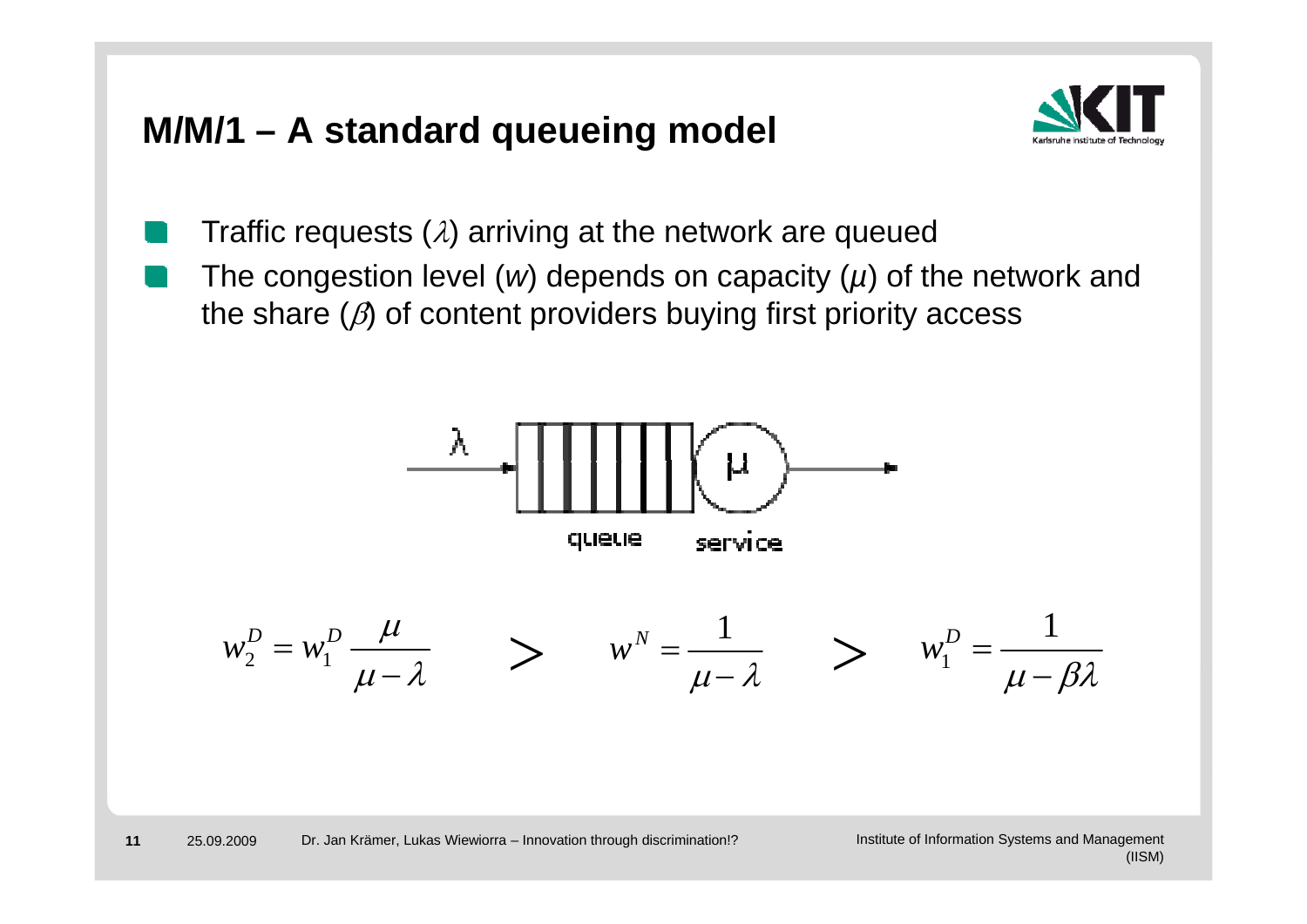# M/M/1 – A standard queueing model

- Traffic requests ($\lambda$) arriving at the network are queued
- The congestion level ($w$) depends on capacity ($\mu$) of the network and the share ($\beta$) of content providers buying first priority access

λ → queue → service (μ) →

$$w_2^D = w_1^D \frac{\mu}{\mu - \lambda} \quad > \quad w^N = \frac{1}{\mu - \lambda} \quad > \quad w_1^D = \frac{1}{\mu - \beta\lambda}$$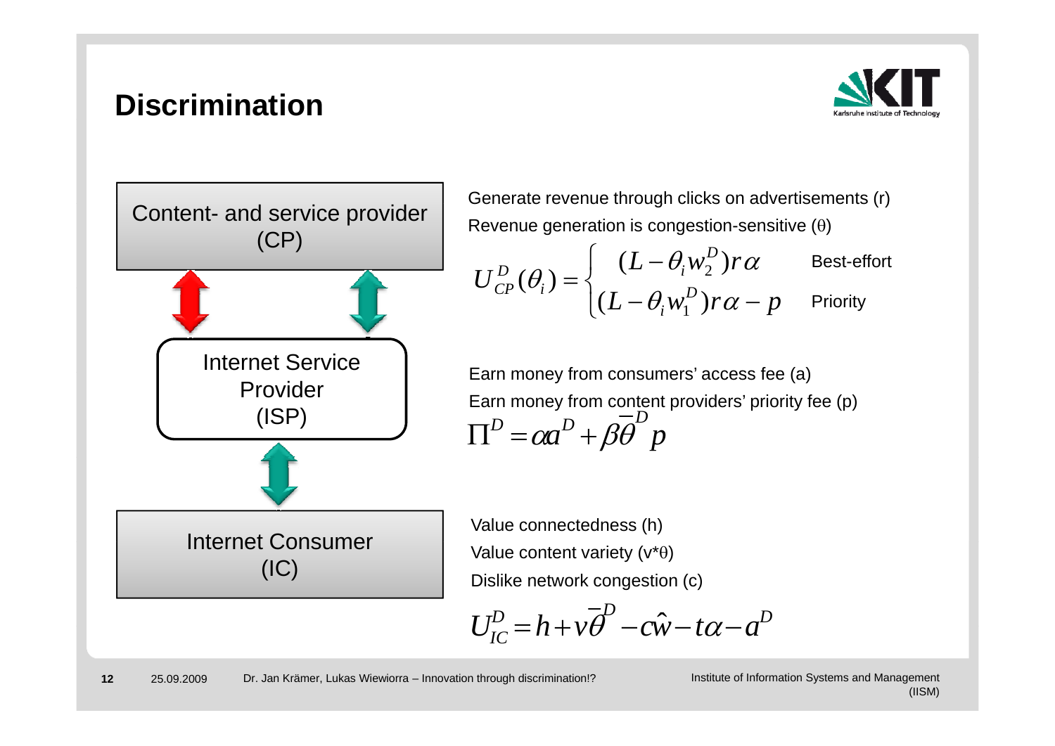# Discrimination

Content- and service provider (CP)

Internet Service Provider (ISP)

Internet Consumer (IC)

Generate revenue through clicks on advertisements (r)

Revenue generation is congestion-sensitive (θ)

$$U_{CP}^{D}(\theta_i) = \begin{cases} (L - \theta_i w_2^D) r\alpha & \text{Best-effort} \\ (L - \theta_i w_1^D) r\alpha - p & \text{Priority} \end{cases}$$

Earn money from consumers' access fee (a)

Earn money from content providers' priority fee (p)

$$\Pi^D = \alpha a^D + \beta \overline{\theta}^D p$$

Value connectedness (h)

Value content variety (v*θ)

Dislike network congestion (c)

$$U_{IC}^{D} = h + v\overline{\theta}^D - c\hat{w} - t\alpha - a^D$$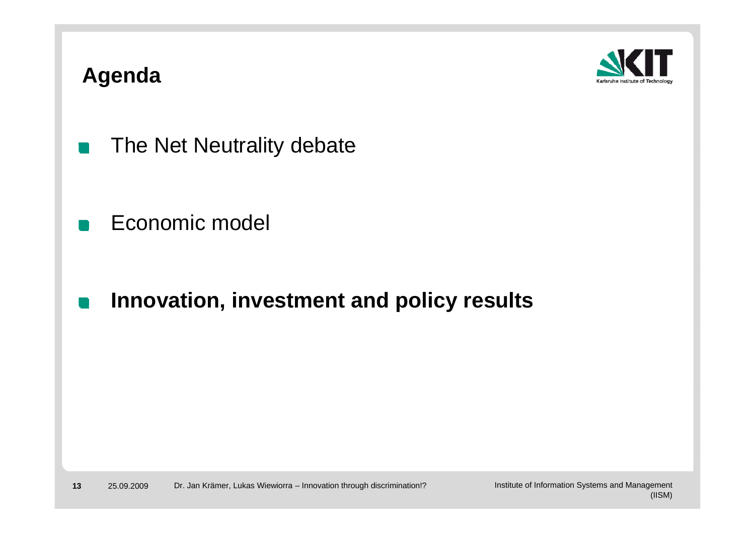# Agenda

- The Net Neutrality debate
- Economic model
- **Innovation, investment and policy results**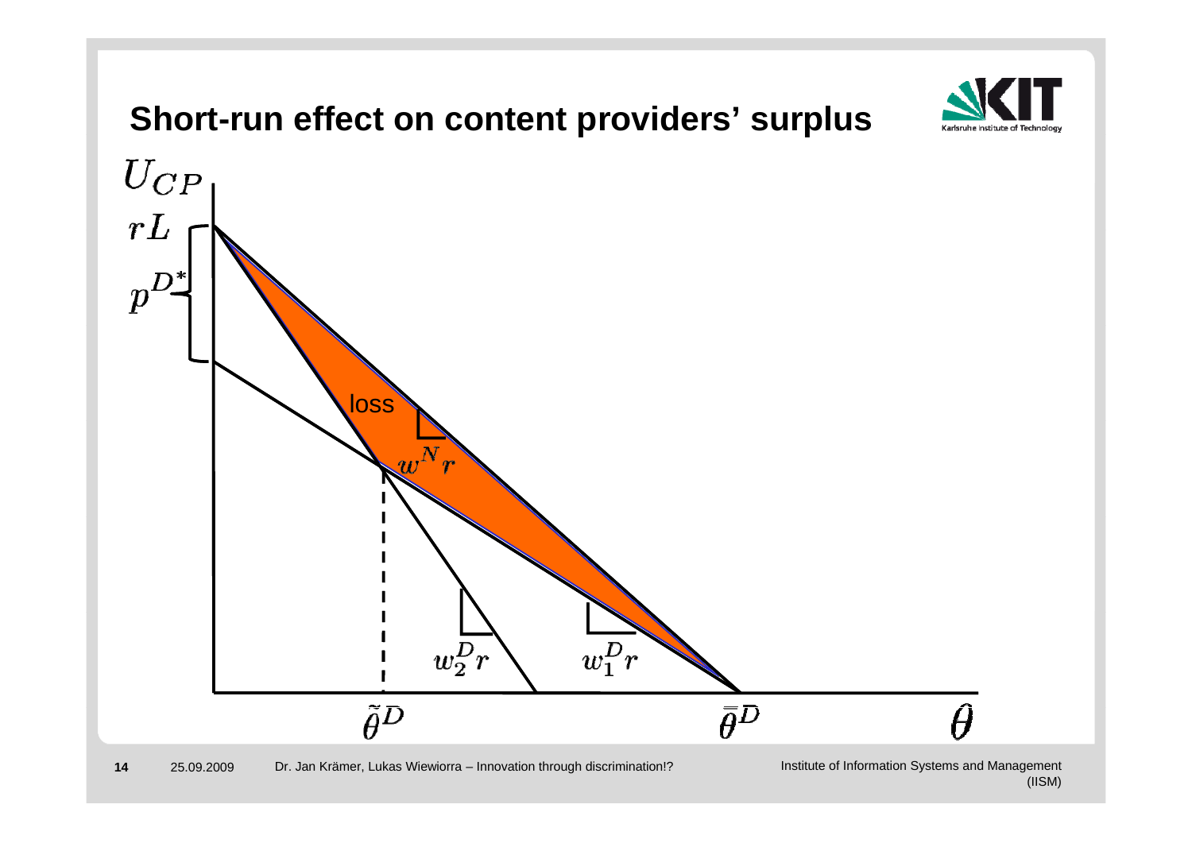# Short-run effect on content providers' surplus

$U_{CP}$

$rL$

$p^{D*}$

loss

$w^N r$

$w_2^D r$

$w_1^D r$

$\tilde{\theta}^D$

$\bar{\bar{\theta}}^D$

$\theta$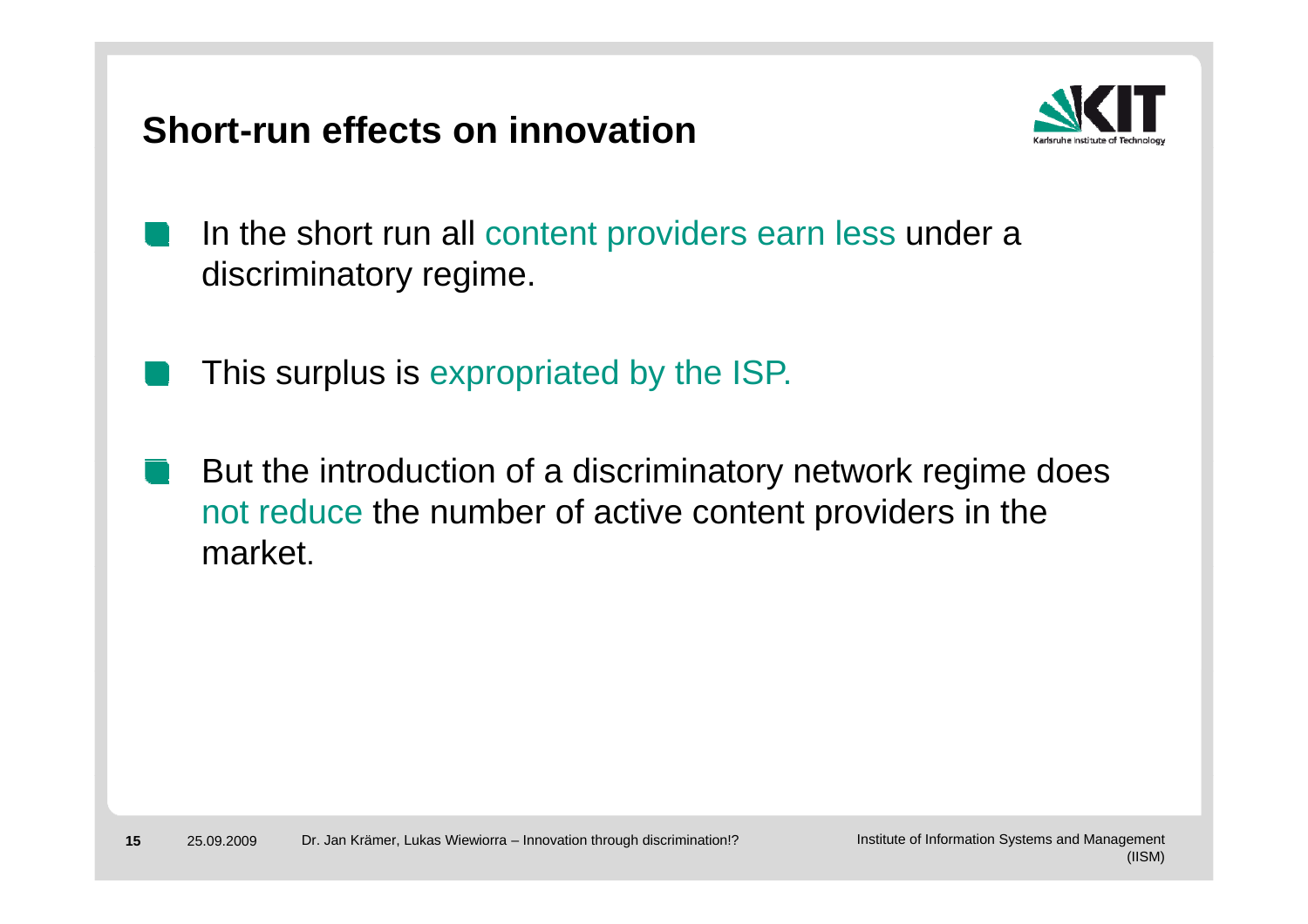# Short-run effects on innovation

- In the short run all content providers earn less under a discriminatory regime.
- This surplus is expropriated by the ISP.
- But the introduction of a discriminatory network regime does not reduce the number of active content providers in the market.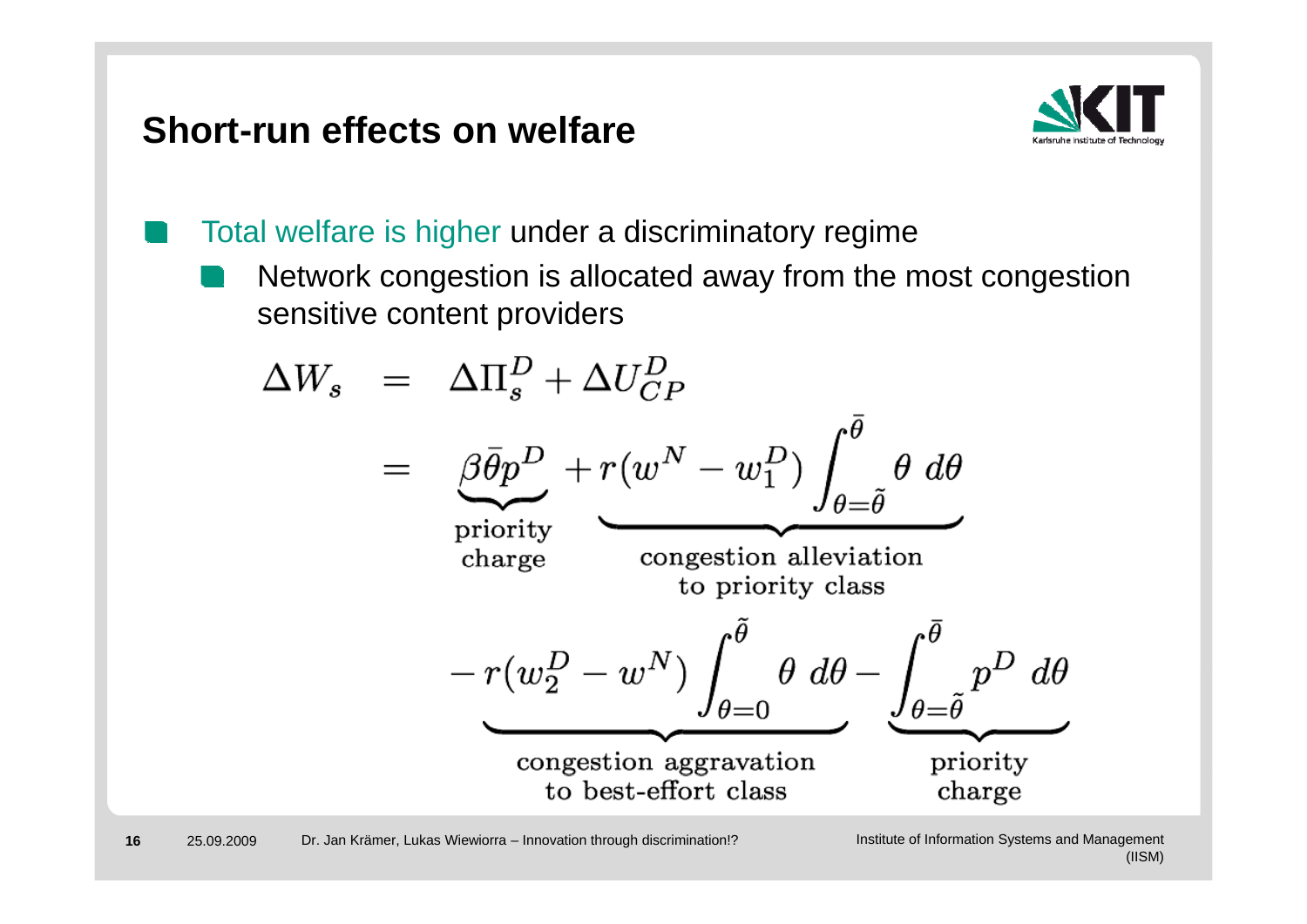## Short-run effects on welfare

- Total welfare is higher under a discriminatory regime
  - Network congestion is allocated away from the most congestion sensitive content providers

$$
\begin{aligned}
\Delta W_s &= \Delta \Pi_s^D + \Delta U_{CP}^D \\
&= \underbrace{\beta \bar{\theta} p^D}_{\substack{\text{priority} \\ \text{charge}}} + \underbrace{r(w^N - w_1^D) \int_{\theta=\tilde{\theta}}^{\bar{\theta}} \theta \; d\theta}_{\substack{\text{congestion alleviation} \\ \text{to priority class}}} \\
&\quad \underbrace{- r(w_2^D - w^N) \int_{\theta=0}^{\tilde{\theta}} \theta \; d\theta}_{\substack{\text{congestion aggravation} \\ \text{to best-effort class}}} - \underbrace{\int_{\theta=\tilde{\theta}}^{\bar{\theta}} p^D \; d\theta}_{\substack{\text{priority} \\ \text{charge}}}
\end{aligned}
$$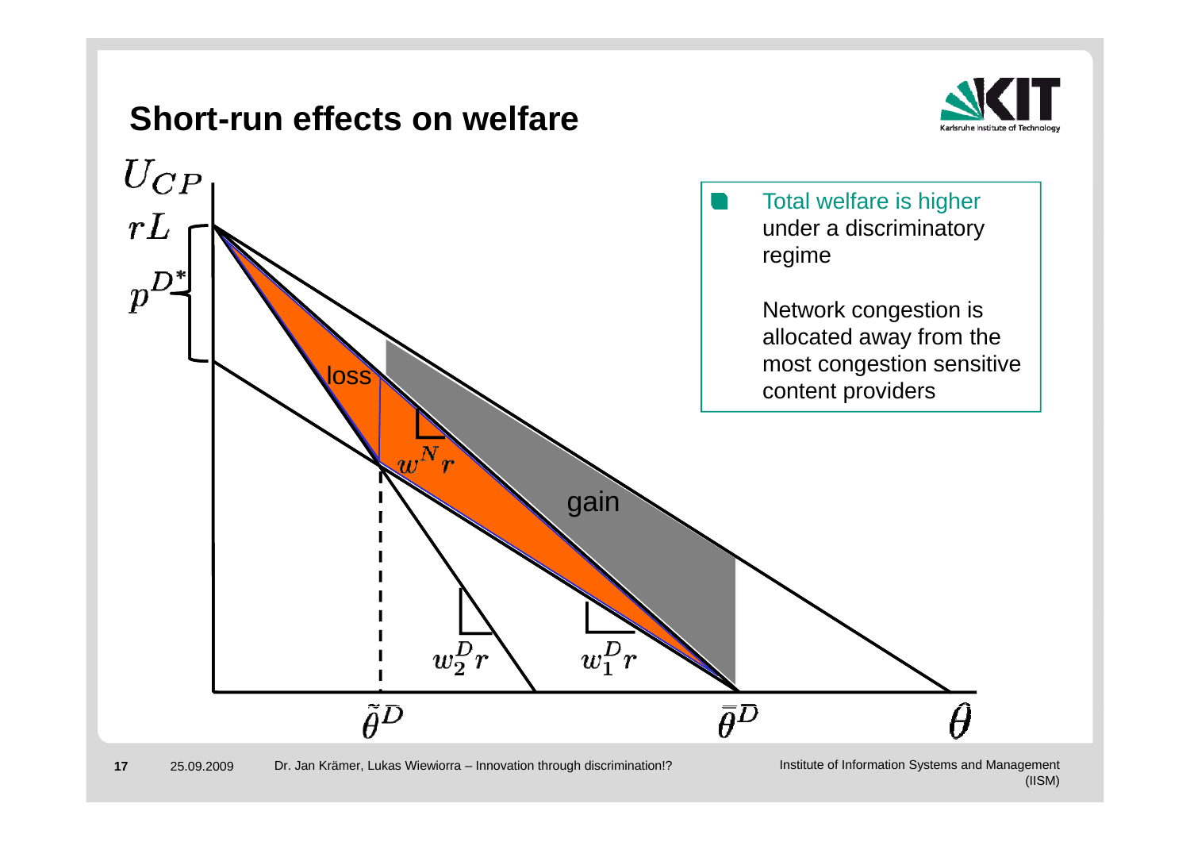# Short-run effects on welfare

- Total welfare is higher under a discriminatory regime

  Network congestion is allocated away from the most congestion sensitive content providers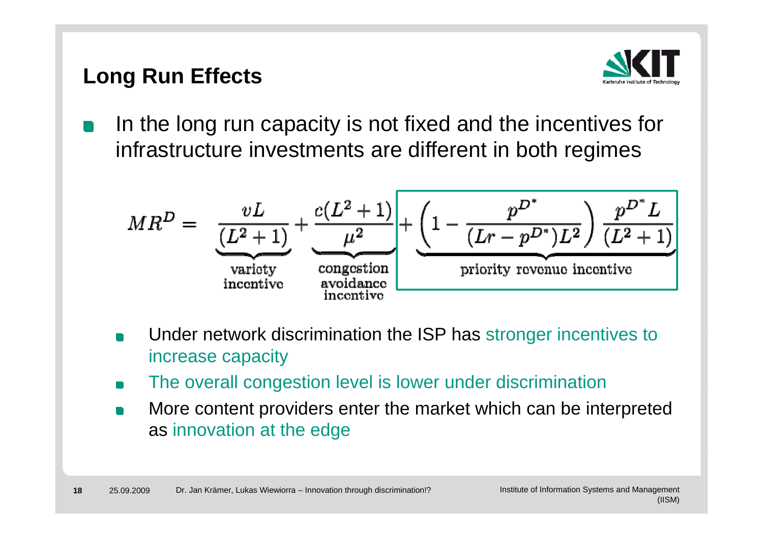## Long Run Effects

- In the long run capacity is not fixed and the incentives for infrastructure investments are different in both regimes

$$MR^D = \underbrace{\frac{vL}{(L^2+1)}}_{\substack{\text{variety} \\ \text{incentive}}} + \underbrace{\frac{c(L^2+1)}{\mu^2}}_{\substack{\text{congestion} \\ \text{avoidance} \\ \text{incentive}}} + \underbrace{\left(1 - \frac{p^{D^*}}{(Lr - p^{D^*})L^2}\right)\frac{p^{D^*}L}{(L^2+1)}}_{\text{priority revenue incentive}}$$

- Under network discrimination the ISP has stronger incentives to increase capacity
- The overall congestion level is lower under discrimination
- More content providers enter the market which can be interpreted as innovation at the edge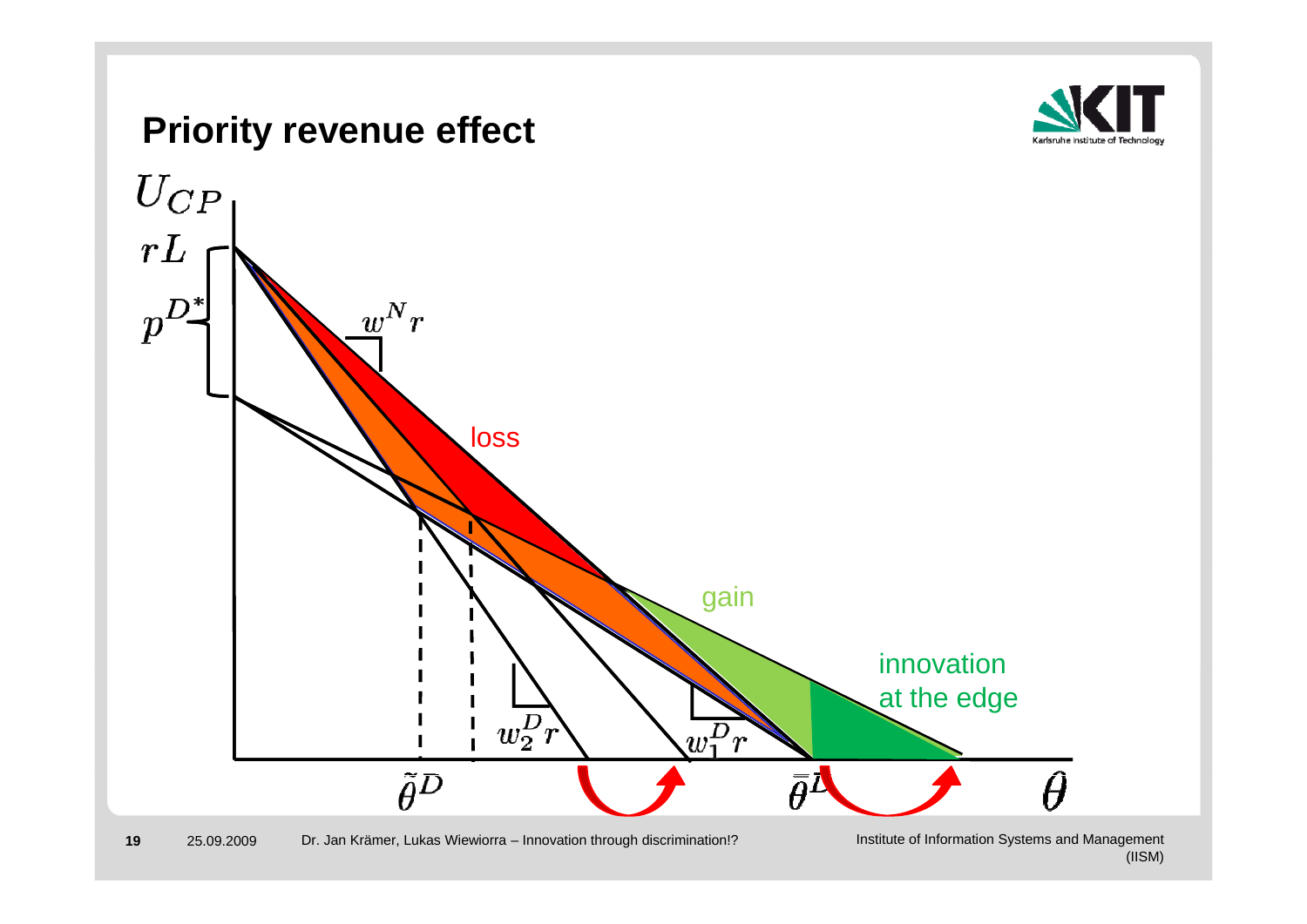# Priority revenue effect

$U_{CP}$

$rL$

$p^{D*}$

$w^N r$

loss

gain

innovation at the edge

$w_2^D r$

$w_1^D r$

$\tilde{\theta}^D$

$\bar{\bar{\theta}}^D$

$\theta$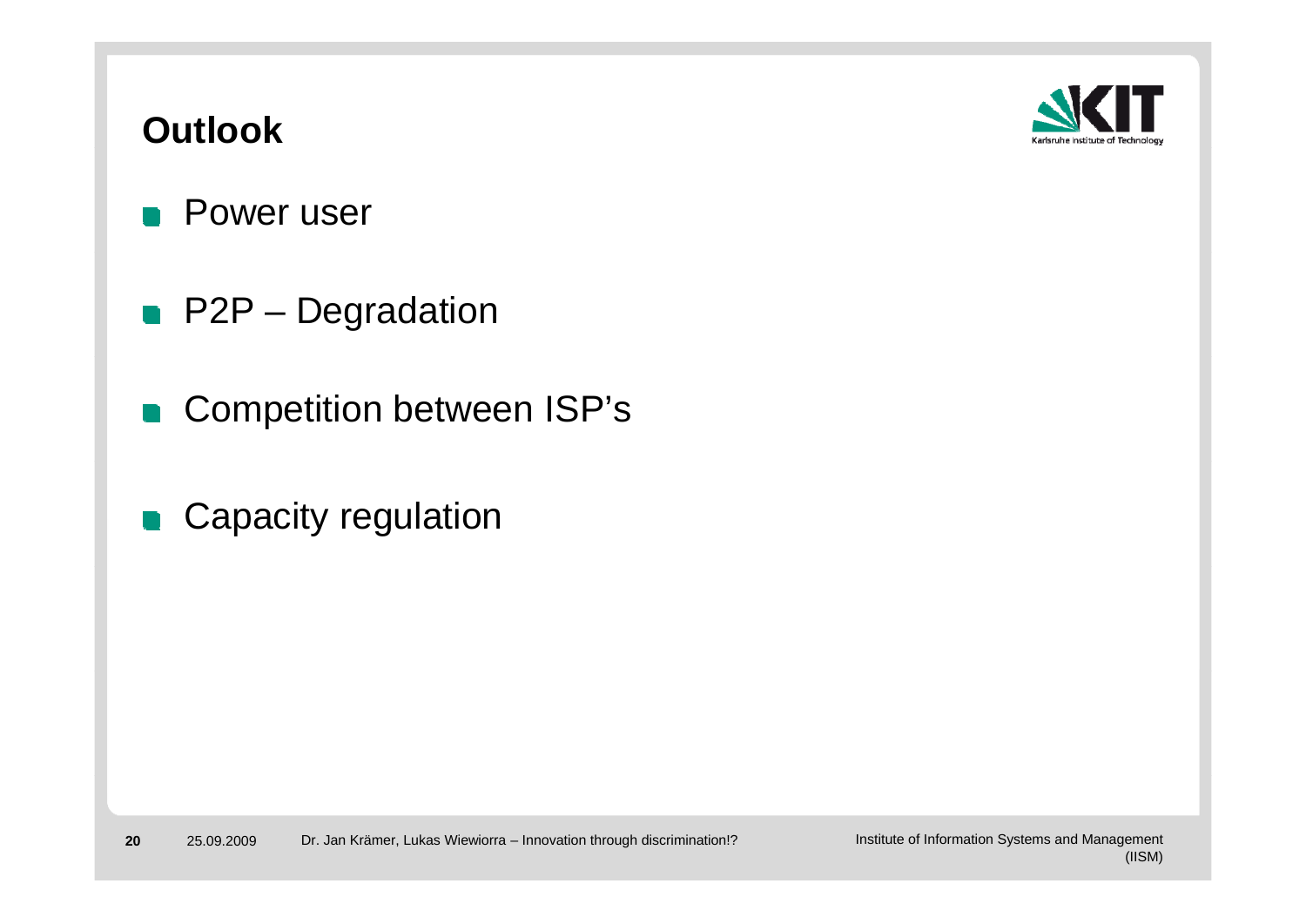# Outlook

- Power user
- P2P – Degradation
- Competition between ISP's
- Capacity regulation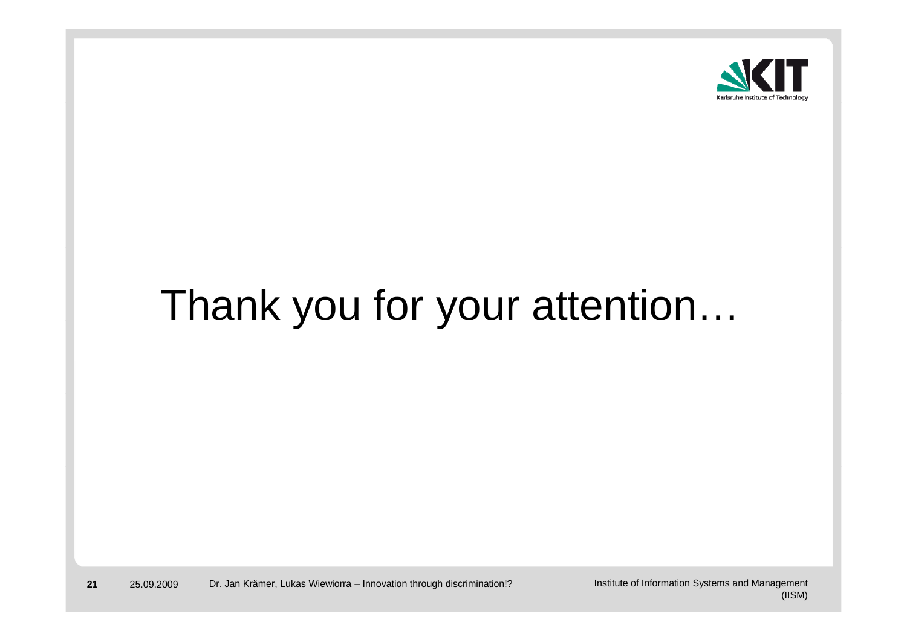# Thank you for your attention…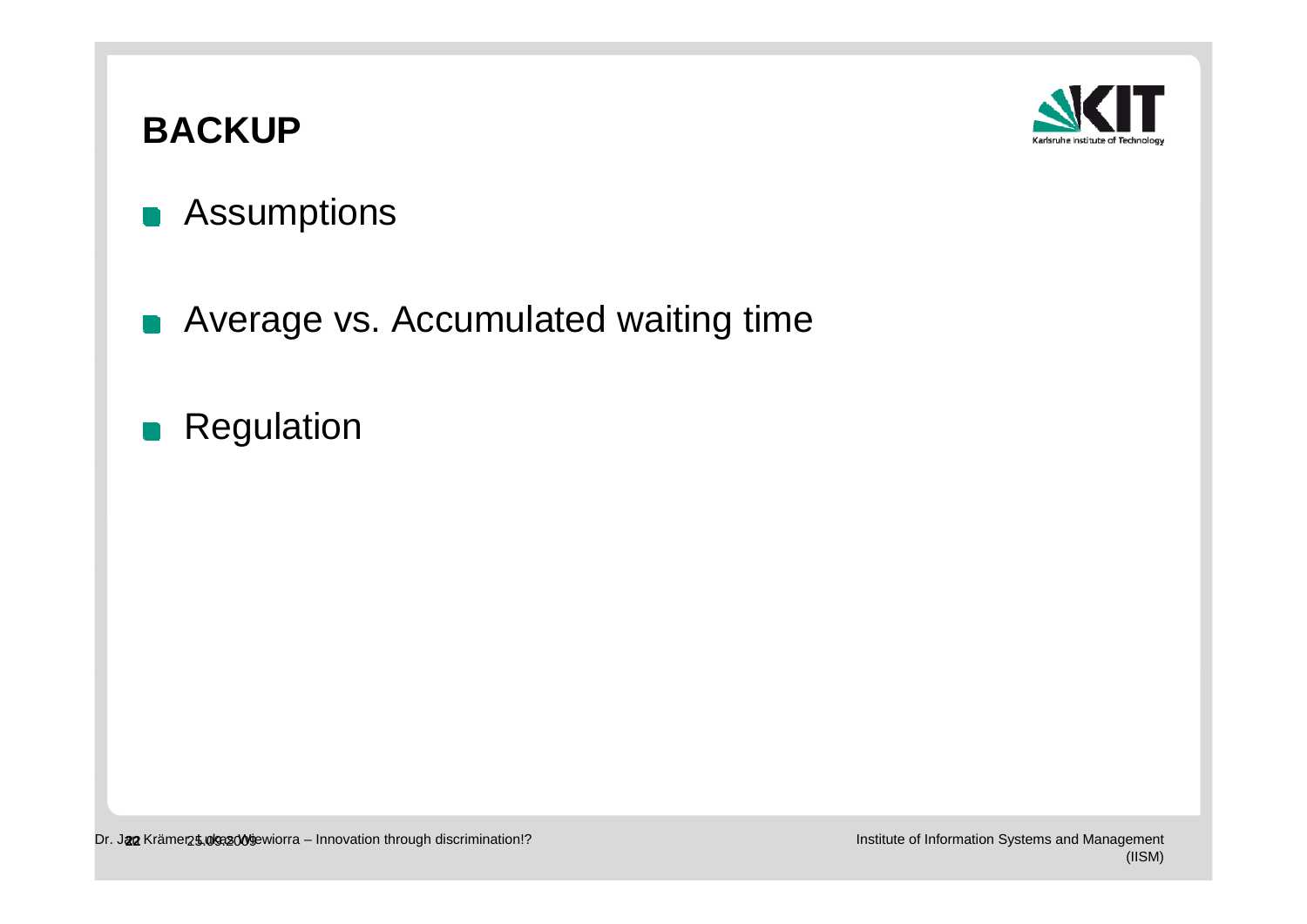# BACKUP

- Assumptions
- Average vs. Accumulated waiting time
- Regulation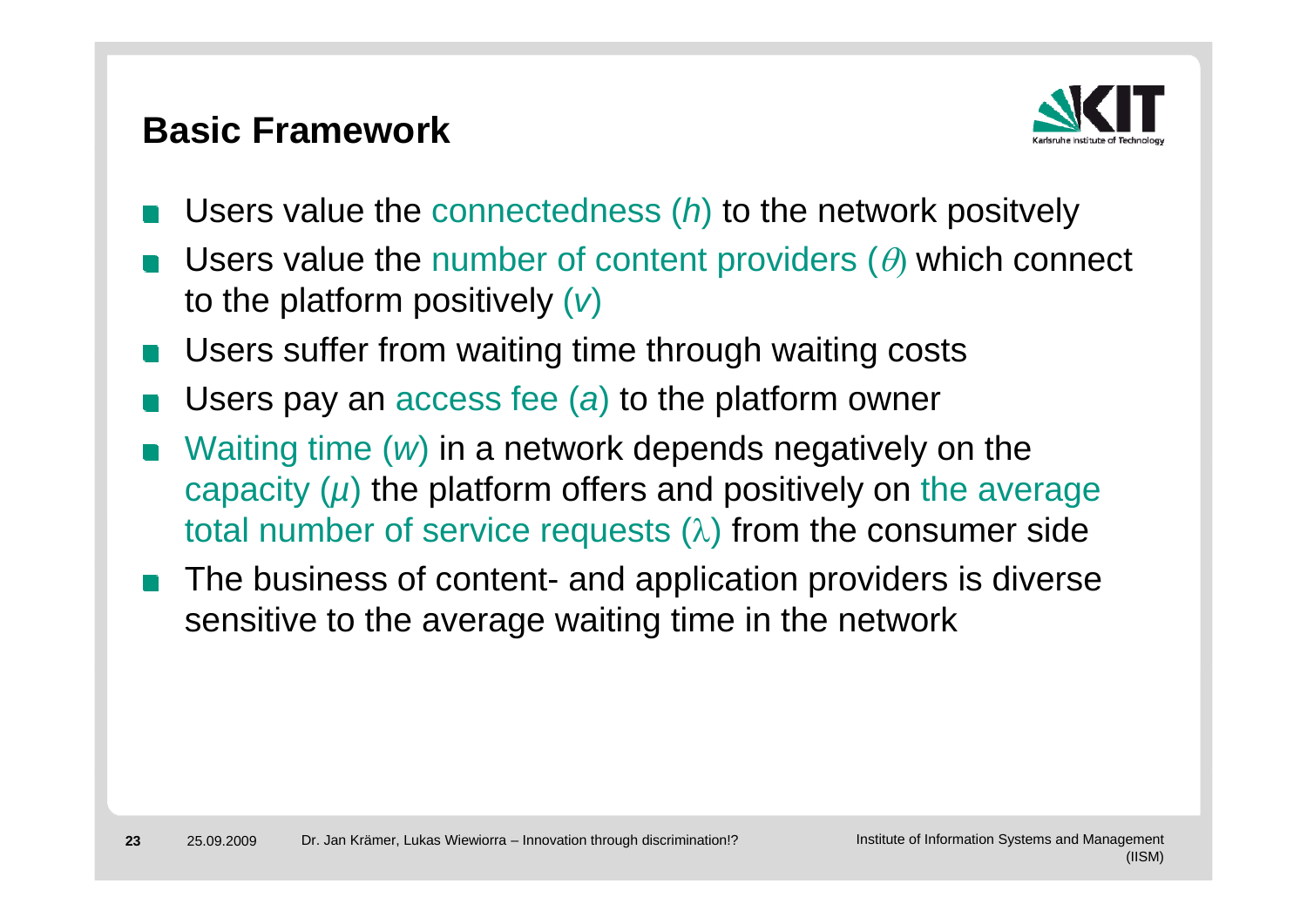## Basic Framework

- Users value the connectedness ($h$) to the network positvely
- Users value the number of content providers ($\theta$) which connect to the platform positively ($v$)
- Users suffer from waiting time through waiting costs
- Users pay an access fee ($a$) to the platform owner
- Waiting time ($w$) in a network depends negatively on the capacity ($\mu$) the platform offers and positively on the average total number of service requests ($\lambda$) from the consumer side
- The business of content- and application providers is diverse sensitive to the average waiting time in the network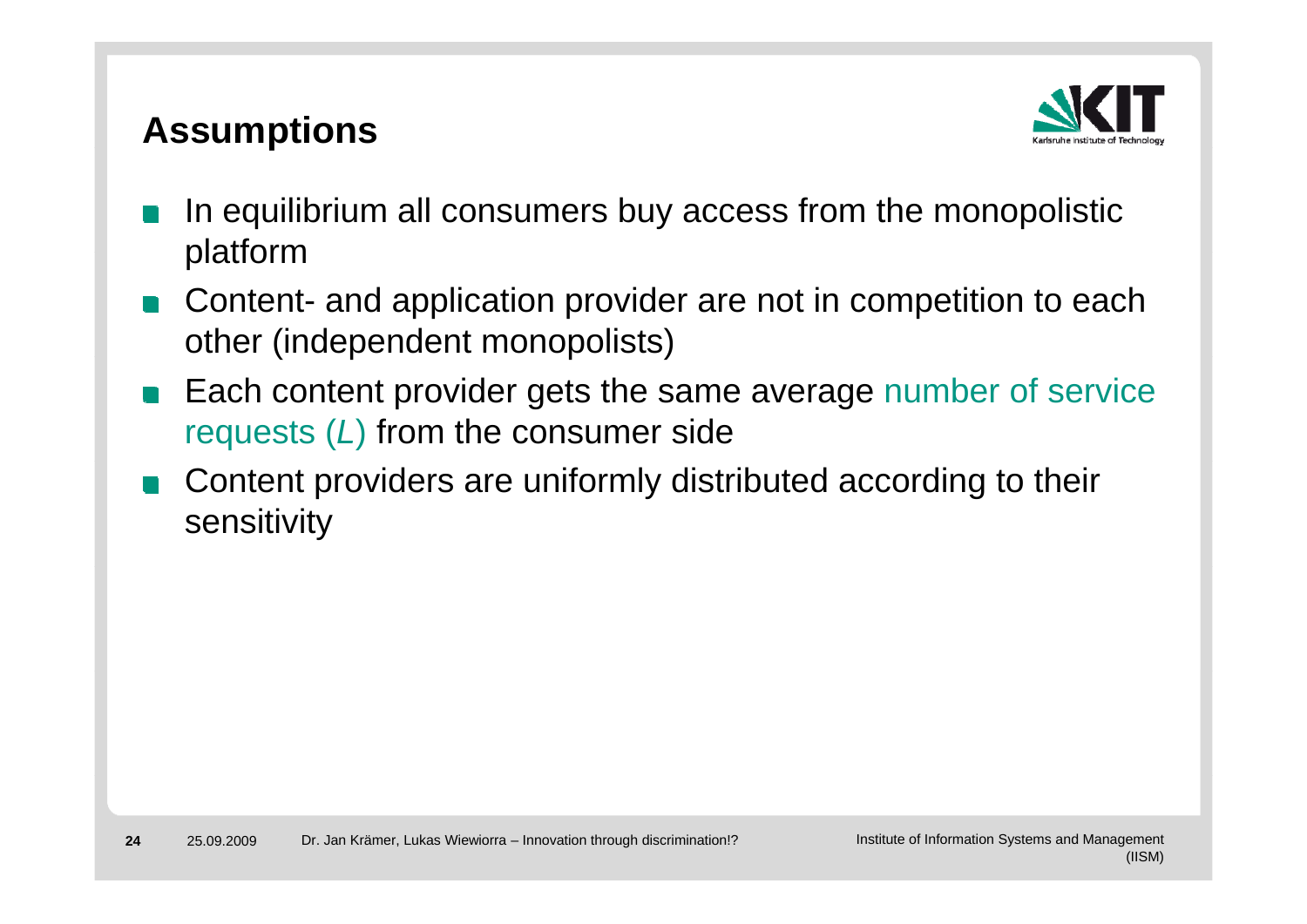## Assumptions

- In equilibrium all consumers buy access from the monopolistic platform
- Content- and application provider are not in competition to each other (independent monopolists)
- Each content provider gets the same average number of service requests ($L$) from the consumer side
- Content providers are uniformly distributed according to their sensitivity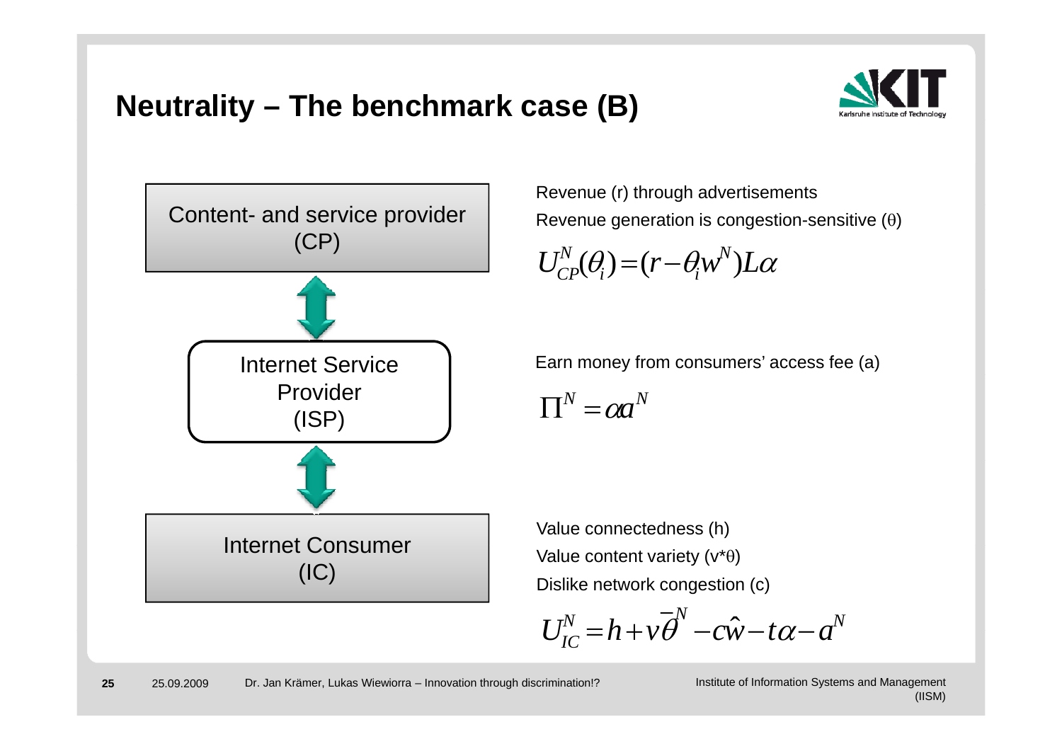# Neutrality – The benchmark case (B)

**Content- and service provider (CP)**

Revenue (r) through advertisements

Revenue generation is congestion-sensitive ($\theta$)

$$U_{CP}^{N}(\theta_i) = (r - \theta_i w^N) L\alpha$$

**Internet Service Provider (ISP)**

Earn money from consumers' access fee (a)

$$\Pi^N = \alpha a^N$$

**Internet Consumer (IC)**

Value connectedness (h)

Value content variety (v*$\theta$)

Dislike network congestion (c)

$$U_{IC}^{N} = h + v\overline{\theta}^N - c\hat{w} - t\alpha - a^N$$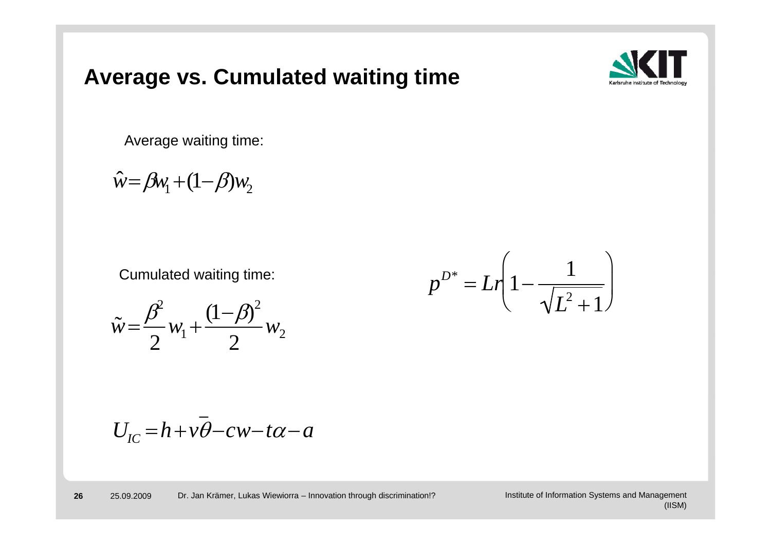# Average vs. Cumulated waiting time

Average waiting time:

$$\hat{w} = \beta w_1 + (1-\beta) w_2$$

Cumulated waiting time:

$$\tilde{w} = \frac{\beta^2}{2} w_1 + \frac{(1-\beta)^2}{2} w_2$$

$$p^{D*} = Lr\left(1 - \frac{1}{\sqrt{L^2+1}}\right)$$

$$U_{IC} = h + v\bar{\theta} - cw - t\alpha - a$$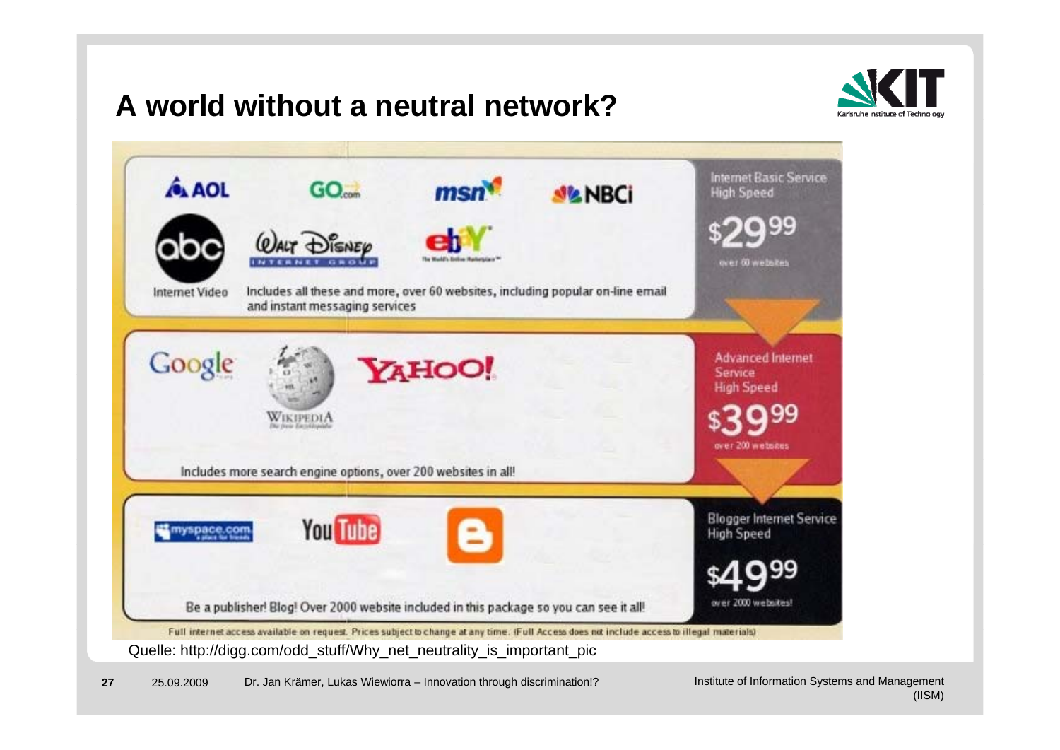# A world without a neutral network?

AOL | GO.com | msn | NBCi | Internet Basic Service High Speed $29.99 over 60 websites

abc Internet Video | Walt Disney Internet Group | eBay

Includes all these and more, over 60 websites, including popular on-line email and instant messaging services

Google | Wikipedia | Yahoo! | Advanced Internet Service High Speed $39.99 over 200 websites

Includes more search engine options, over 200 websites in all!

myspace.com | YouTube | Blogger | Blogger Internet Service High Speed $49.99 over 2000 websites!

Be a publisher! Blog! Over 2000 website included in this package so you can see it all!

Full internet access available on request. Prices subject to change at any time. (Full Access does not include access to illegal materials)

Quelle: http://digg.com/odd_stuff/Why_net_neutrality_is_important_pic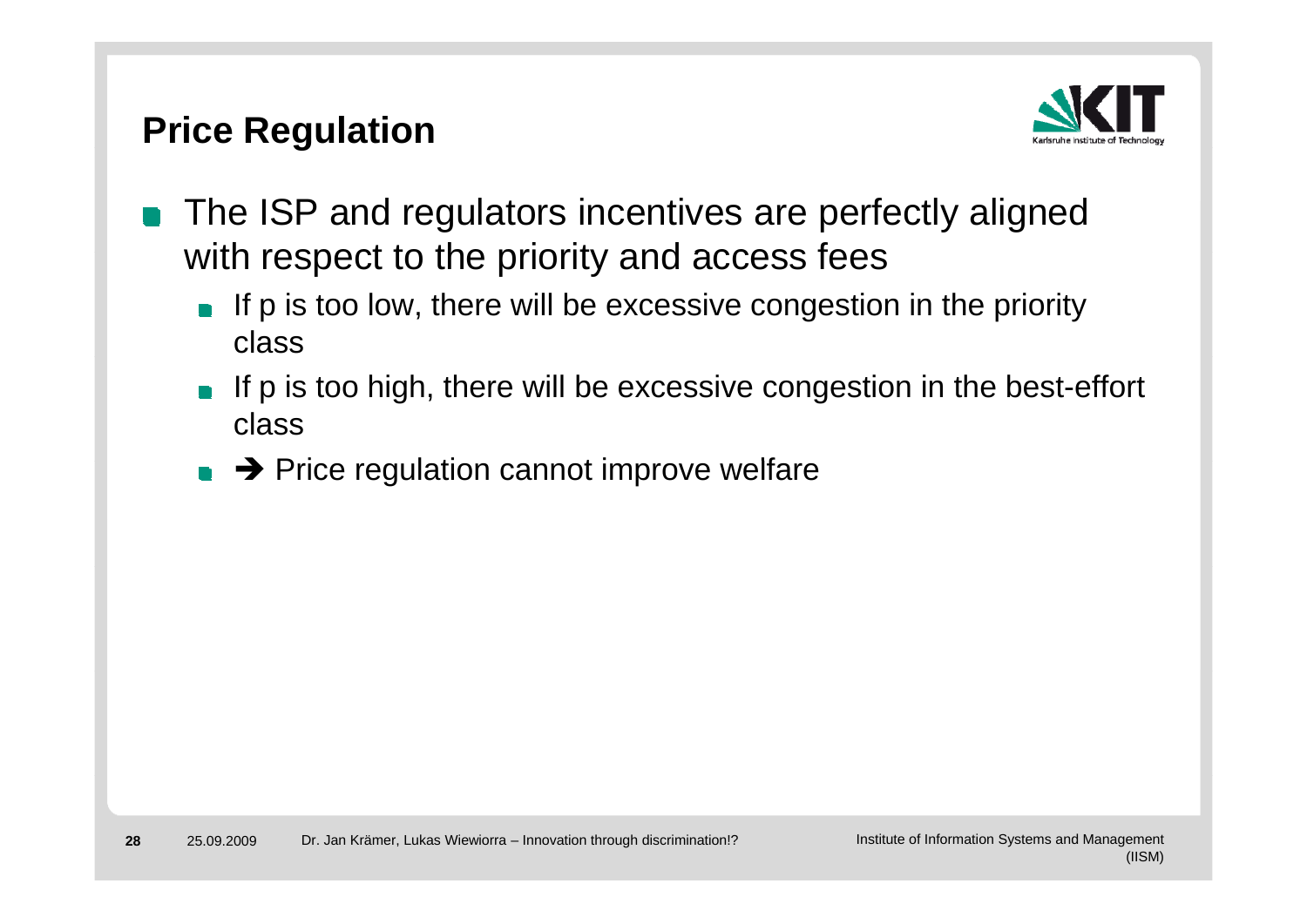## Price Regulation

- The ISP and regulators incentives are perfectly aligned with respect to the priority and access fees
  - If p is too low, there will be excessive congestion in the priority class
  - If p is too high, there will be excessive congestion in the best-effort class
  - ➔ Price regulation cannot improve welfare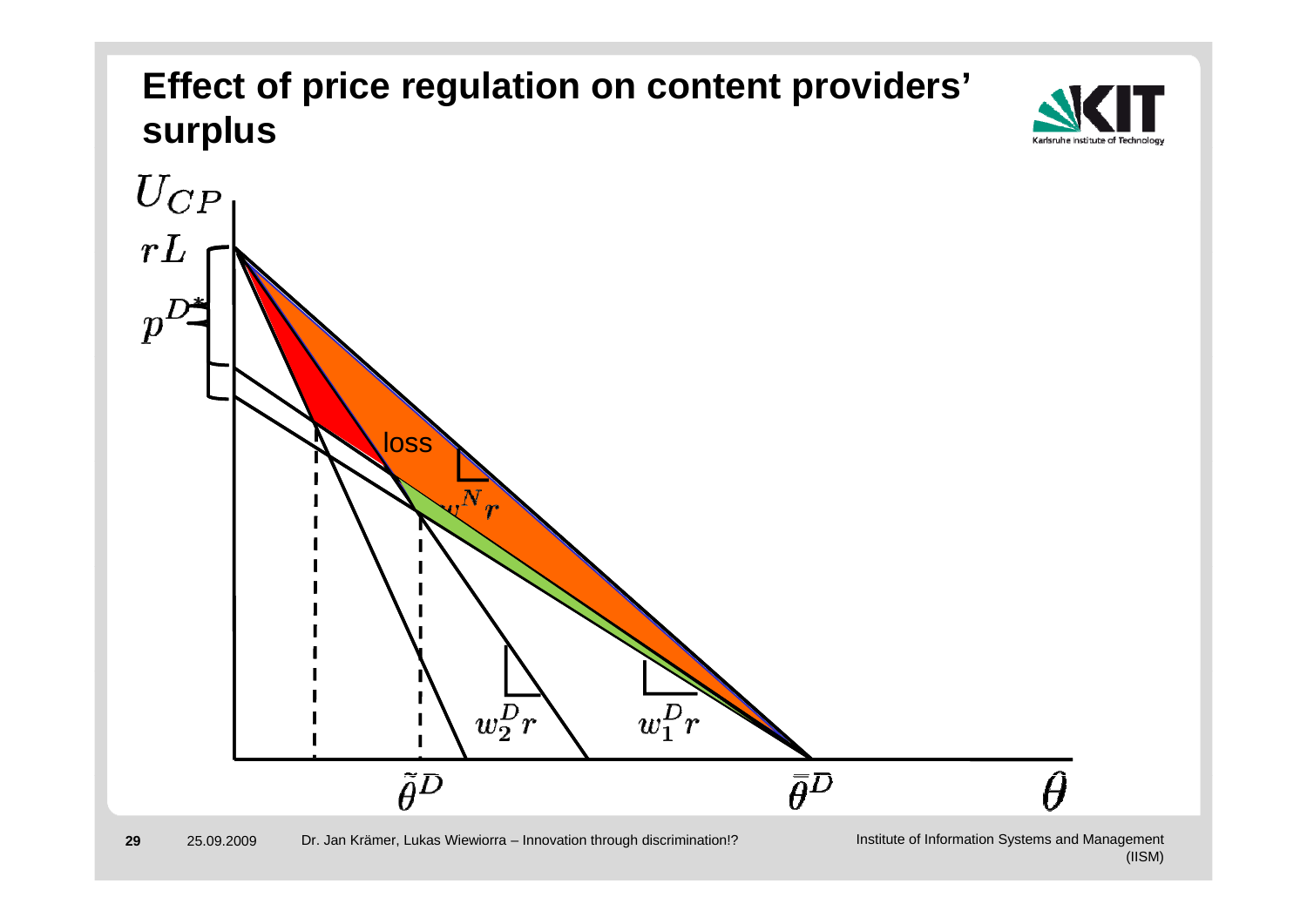# Effect of price regulation on content providers' surplus

$U_{CP}$

$rL$

$p^{D*}$

loss

$w^N r$

$w_2^D r$

$w_1^D r$

$\tilde{\theta}^D$

$\bar{\bar{\theta}}^D$

$\theta$